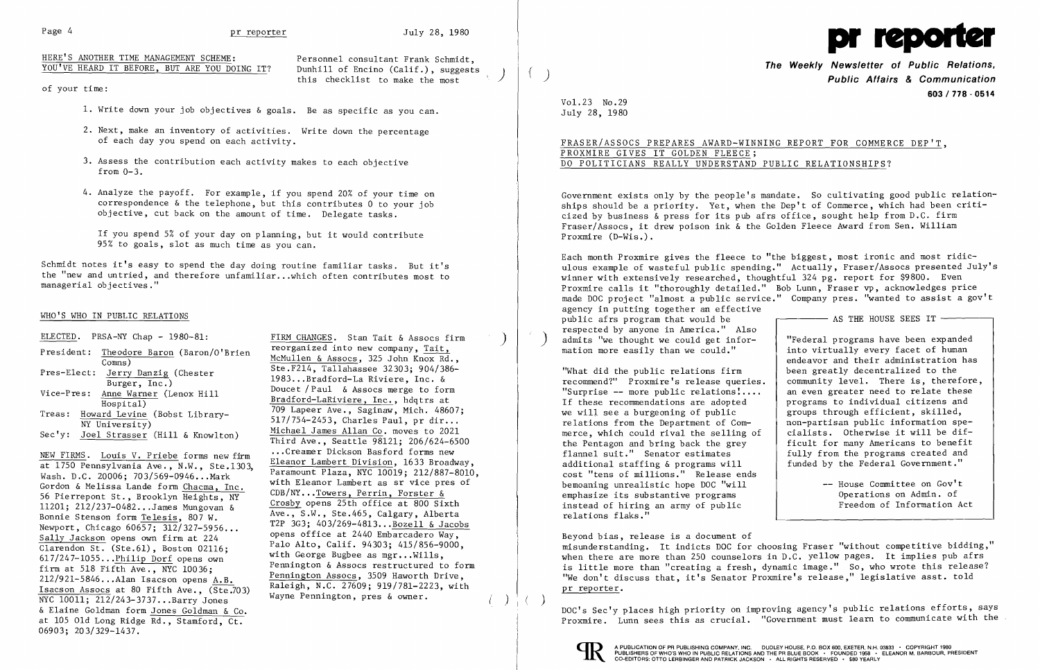HERE'S ANOTHER TIME MANAGEMENT SCHEME: YOU'VE HEARD IT BEFORE, BUT ARE YOU DOING IT?

Personnel consultant Frank Schmidt, Dunhill of Encino (Calif.), suggests this checklist to make the most of your time:

1. Write down your job objectives & goals. Be as specific as you can.
2. Next, make an inventory of activities. Write down the percentage of each day you spend on each activity.
3. Assess the contribution each activity makes to each objective from 0-3.
4. Analyze the payoff. For example, if you spend 20% of your time on correspondence & the telephone, but this contributes 0 to your job objective, cut back on the amount of time. Delegate tasks.

   If you spend 5% of your day on planning, but it would contribute 95% to goals, slot as much time as you can.

Schmidt notes it's easy to spend the day doing routine familiar tasks. But it's the "new and untried, and therefore unfamiliar...which often contributes most to managerial objectives."

## WHO'S WHO IN PUBLIC RELATIONS

ELECTED. PRSA-NY Chap - 1980-81:

- President: Theodore Baron (Baron/O'Brien Comns)
- Pres-Elect: Jerry Danzig (Chester Burger, Inc.)
- Vice-Pres: Anne Warner (Lenox Hill Hospital)
- Treas: Howard Levine (Bobst Library-NY University)
- Sec'y: Joel Strasser (Hill & Knowlton)

NEW FIRMS. Louis V. Priebe forms new firm at 1750 Pennsylvania Ave., N.W., Ste.1303, Wash. D.C. 20006; 703/569-0946...Mark Gordon & Melissa Lande form Chacma, Inc. 56 Pierrepont St., Brooklyn Heights, NY 11201; 212/237-0482...James Mungovan & Bonnie Stenson form Telesis, 807 W. Newport, Chicago 60657; 312/327-5956... Sally Jackson opens own firm at 224 Clarendon St. (Ste.61), Boston 02116; 617/247-1055...Philip Dorf opens own firm at 518 Fifth Ave., NYC 10036; 212/921-5846...Alan Isacson opens A.B. Isacson Assocs at 80 Fifth Ave., (Ste.703) NYC 10011; 212/243-3737...Barry Jones & Elaine Goldman form Jones Goldman & Co. at 105 Old Long Ridge Rd., Stamford, Ct. 06903; 203/329-1437.

FIRM CHANGES. Stan Tait & Assocs firm reorganized into new company, Tait, McMullen & Assocs, 325 John Knox Rd., Ste.F214, Tallahassee 32303; 904/386-1983...Bradford-La Riviere, Inc. & Doucet /Paul & Assocs merge to form Bradford-LaRiviere, Inc., hdqtrs at 709 Lapeer Ave., Saginaw, Mich. 48607; 517/754-2453, Charles Paul, pr dir... Michael James Allan Co. moves to 2021 Third Ave., Seattle 98121; 206/624-6500 ...Creamer Dickson Basford forms new Eleanor Lambert Division, 1633 Broadway, Paramount Plaza, NYC 10019; 212/887-8010, with Eleanor Lambert as sr vice pres of CDB/NY...Towers, Perrin, Forster & Crosby opens 25th office at 800 Sixth Ave., S.W., Ste.465, Calgary, Alberta T2P 3G3; 403/269-4813...Bozell & Jacobs opens office at 2440 Embarcadero Way, Palo Alto, Calif. 94303; 415/856-9000, with George Bugbee as mgr...Wills, Pennington & Assocs restructured to form Pennington Assocs, 3509 Haworth Drive, Raleigh, N.C. 27609; 919/781-2223, with Wayne Pennington, pres & owner.

# pr reporter

**The Weekly Newsletter of Public Relations, Public Affairs & Communication**

**603 / 778 - 0514**

Vol.23 No.29
July 28, 1980

## FRASER/ASSOCS PREPARES AWARD-WINNING REPORT FOR COMMERCE DEP'T, PROXMIRE GIVES IT GOLDEN FLEECE; DO POLITICIANS REALLY UNDERSTAND PUBLIC RELATIONSHIPS?

Government exists only by the people's mandate. So cultivating good public relationships should be a priority. Yet, when the Dep't of Commerce, which had been criticized by business & press for its pub afrs office, sought help from D.C. firm Fraser/Assocs, it drew poison ink & the Golden Fleece Award from Sen. William Proxmire (D-Wis.).

Each month Proxmire gives the fleece to "the biggest, most ironic and most ridiculous example of wasteful public spending." Actually, Fraser/Assocs presented July's winner with extensively researched, thoughtful 324 pg. report for $9800. Even Proxmire calls it "thoroughly detailed." Bob Lunn, Fraser vp, acknowledges price made DOC project "almost a public service." Company pres. "wanted to assist a gov't agency in putting together an effective public afrs program that would be respected by anyone in America." Also admits "we thought we could get information more easily than we could."

> **AS THE HOUSE SEES IT**
>
> "Federal programs have been expanded into virtually every facet of human endeavor and their administration has been greatly decentralized to the community level. There is, therefore, an even greater need to relate these programs to individual citizens and groups through efficient, skilled, non-partisan public information specialists. Otherwise it will be difficult for many Americans to benefit fully from the programs created and funded by the Federal Government."
>
> -- House Committee on Gov't Operations on Admin. of Freedom of Information Act

"What did the public relations firm recommend?" Proxmire's release queries. "Surprise -- more public relations!.... If these recommendations are adopted we will see a burgeoning of public relations from the Department of Commerce, which could rival the selling of the Pentagon and bring back the grey flannel suit." Senator estimates additional staffing & programs will cost "tens of millions." Release ends bemoaning unrealistic hope DOC "will emphasize its substantive programs instead of hiring an army of public relations flaks."

Beyond bias, release is a document of misunderstanding. It indicts DOC for choosing Fraser "without competitive bidding," when there are more than 250 counselors in D.C. yellow pages. It implies pub afrs is little more than "creating a fresh, dynamic image." So, who wrote this release? "We don't discuss that, it's Senator Proxmire's release," legislative asst. told pr reporter.

DOC's Sec'y places high priority on improving agency's public relations efforts, says Proxmire. Lunn sees this as crucial. "Government must learn to communicate with the

A PUBLICATION OF PR PUBLISHING COMPANY, INC. DUDLEY HOUSE, P.O. BOX 600, EXETER, N.H. 03833 • COPYRIGHT 1980 PUBLISHERS OF WHO'S WHO IN PUBLIC RELATIONS AND THE PR BLUE BOOK • FOUNDED 1958 • ELEANOR M. BARBOUR, PRESIDENT CO-EDITORS: OTTO LERBINGER AND PATRICK JACKSON • ALL RIGHTS RESERVED • $80 YEARLY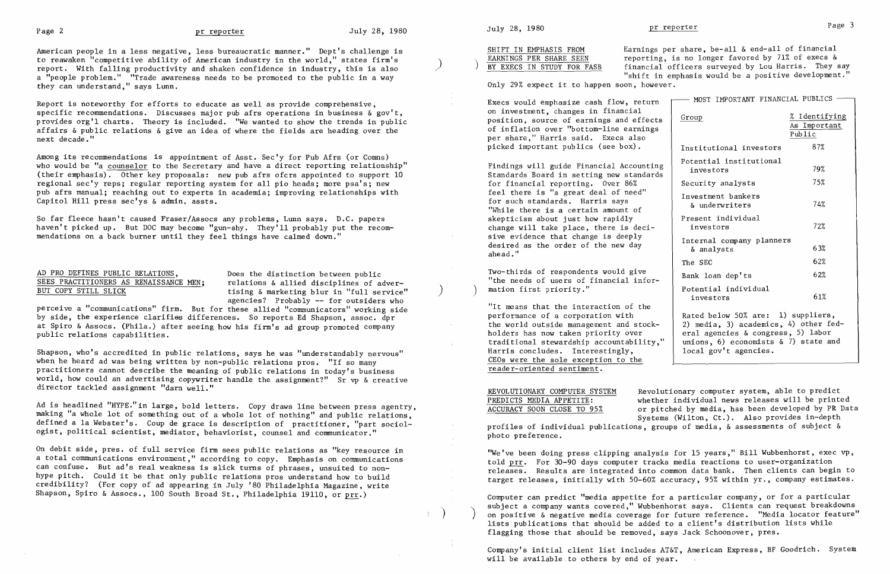American people in a less negative, less bureaucratic manner." Dept's challenge is to reawaken "competitive ability of American industry in the world," states firm's report. With falling productivity and shaken confidence in industry, this is also a "people problem." "Trade awareness needs to be promoted to the public in a way they can understand," says Lunn.

Report is noteworthy for efforts to educate as well as provide comprehensive, specific recommendations. Discusses major pub afrs operations in business & gov't, provides org'l charts. Theory is included. "We wanted to show the trends in public affairs & public relations & give an idea of where the fields are heading over the next decade."

Among its recommendations is appointment of Asst. Sec'y for Pub Afrs (or Comns) who would be "a counselor to the Secretary and have a direct reporting relationship" (their emphasis). Other key proposals: new pub afrs ofcrs appointed to support 10 regional sec'y reps; regular reporting system for all pio heads; more psa's; new pub afrs manual; reaching out to experts in academia; improving relationships with Capitol Hill press sec'ys & admin. assts.

So far fleece hasn't caused Fraser/Assocs any problems, Lunn says. D.C. papers haven't picked up. But DOC may become "gun-shy. They'll probably put the recommendations on a back burner until they feel things have calmed down."

## AD PRO DEFINES PUBLIC RELATIONS, SEES PRACTITIONERS AS RENAISSANCE MEN; BUT COPY STILL SLICK

Does the distinction between public relations & allied disciplines of advertising & marketing blur in "full service" agencies? Probably -- for outsiders who perceive a "communications" firm. But for these allied "communicators" working side by side, the experience clarifies differences. So reports Ed Shapson, assoc. dpr at Spiro & Assocs. (Phila.) after seeing how his firm's ad group promoted company public relations capabilities.

Shapson, who's accredited in public relations, says he was "understandably nervous" when he heard ad was being written by non-public relations pros. "If so many practitioners cannot describe the meaning of public relations in today's business world, how could an advertising copywriter handle the assignment?" Sr vp & creative director tackled assignment "darn well."

Ad is headlined "HYPE." in large, bold letters. Copy draws line between press agentry, making "a whole lot of something out of a whole lot of nothing" and public relations, defined a la Webster's. Coup de grace is description of practitioner, "part sociologist, political scientist, mediator, behaviorist, counsel and communicator."

On debit side, pres. of full service firm sees public relations as "key resource in a total communications environment," according to copy. Emphasis on communications can confuse. But ad's real weakness is slick turns of phrases, unsuited to nonhype pitch. Could it be that only public relations pros understand how to build credibility? (For copy of ad appearing in July '80 Philadelphia Magazine, write Shapson, Spiro & Assocs., 100 South Broad St., Philadelphia 19110, or prr.)

## SHIFT IN EMPHASIS FROM EARNINGS PER SHARE SEEN BY EXECS IN STUDY FOR FASB

Earnings per share, be-all & end-all of financial reporting, is no longer favored by 71% of execs & financial officers surveyed by Lou Harris. They say "shift in emphasis would be a positive development." Only 29% expect it to happen soon, however.

Execs would emphasize cash flow, return on investment, changes in financial position, source of earnings and effects of inflation over "bottom-line earnings per share," Harris said. Execs also picked important publics (see box).

Findings will guide Financial Accounting Standards Board in setting new standards for financial reporting. Over 86% feel there is "a great deal of need" for such standards. Harris says "While there is a certain amount of skepticism about just how rapidly change will take place, there is decisive evidence that change is deeply desired as the order of the new day ahead."

Two-thirds of respondents would give "the needs of users of financial information first priority."

"It means that the interaction of the performance of a corporation with the world outside management and stockholders has now taken priority over traditional stewardship accountability," Harris concludes. Interestingly, CEOs were the sole exception to the reader-oriented sentiment.

MOST IMPORTANT FINANCIAL PUBLICS

| Group | % Identifying As Important Public |
|---|---|
| Institutional investors | 87% |
| Potential institutional investors | 79% |
| Security analysts | 75% |
| Investment bankers & underwriters | 74% |
| Present individual investors | 72% |
| Internal company planners & analysts | 63% |
| The SEC | 62% |
| Bank loan dep'ts | 62% |
| Potential individual investors | 61% |

Rated below 50% are: 1) suppliers, 2) media, 3) academics, 4) other federal agencies & congress, 5) labor unions, 6) economists & 7) state and local gov't agencies.

## REVOLUTIONARY COMPUTER SYSTEM PREDICTS MEDIA APPETITE: ACCURACY SOON CLOSE TO 95%

Revolutionary computer system, able to predict whether individual news releases will be printed or pitched by media, has been developed by PR Data Systems (Wilton, Ct.). Also provides in-depth profiles of individual publications, groups of media, & assessments of subject & photo preference.

"We've been doing press clipping analysis for 15 years," Bill Wubbenhorst, exec vp, told prr. For 30-90 days computer tracks media reactions to user-organization releases. Results are integrated into common data bank. Then clients can begin to target releases, initially with 50-60% accuracy, 95% within yr., company estimates.

Computer can predict "media appetite for a particular company, or for a particular subject a company wants covered," Wubbenhorst says. Clients can request breakdowns on positive & negative media coverage for future reference. "Media locator feature" lists publications that should be added to a client's distribution lists while flagging those that should be removed, says Jack Schoonover, pres.

Company's initial client list includes AT&T, American Express, BF Goodrich. System will be available to others by end of year.